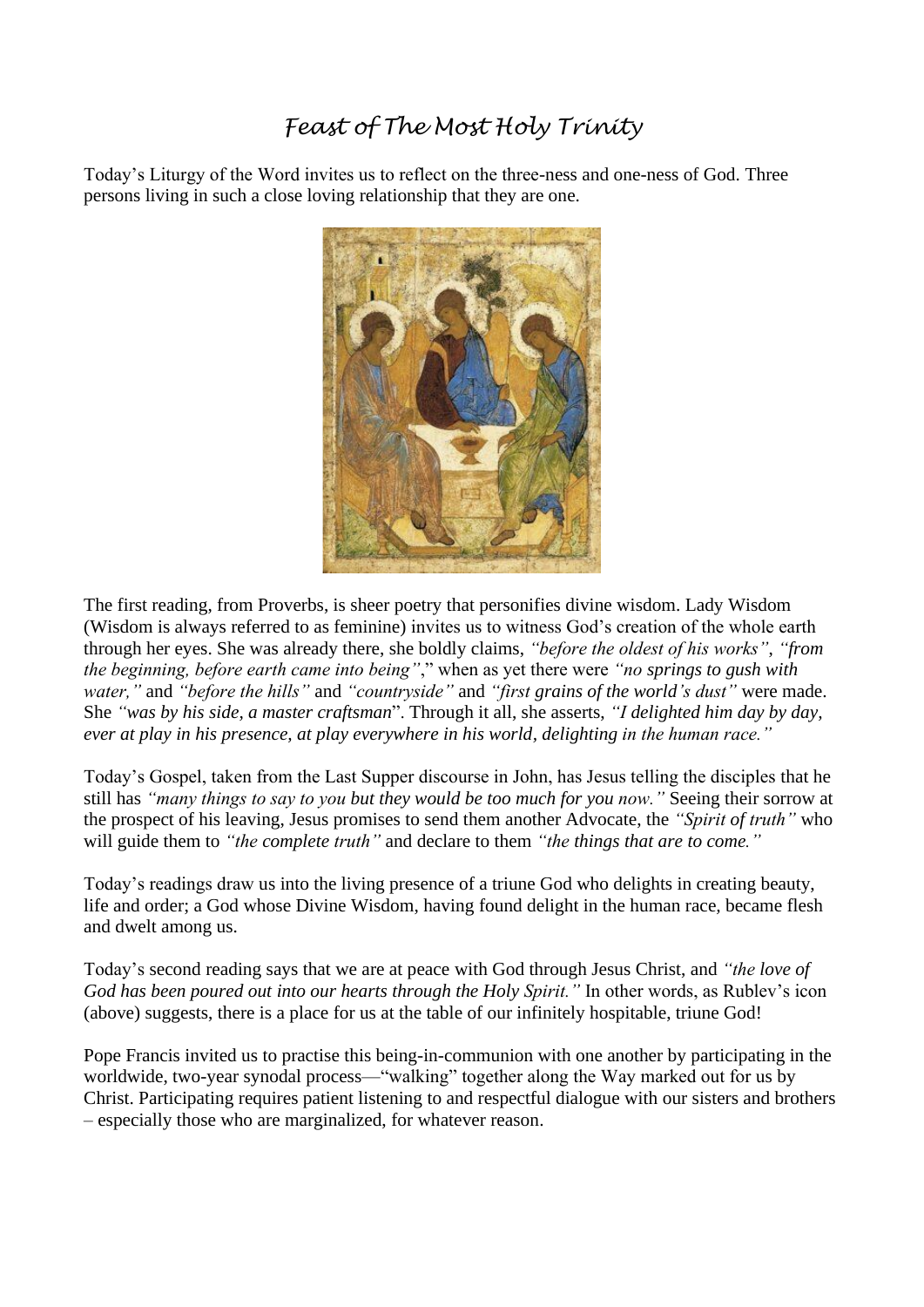# *Feast of The Most Holy Trinity*

Today's Liturgy of the Word invites us to reflect on the three-ness and one-ness of God. Three persons living in such a close loving relationship that they are one.

The first reading, from Proverbs, is sheer poetry that personifies divine wisdom. Lady Wisdom (Wisdom is always referred to as feminine) invites us to witness God's creation of the whole earth through her eyes. She was already there, she boldly claims, *"before the oldest of his works"*, *"from the beginning, before earth came into being"*," when as yet there were *"no springs to gush with water,"* and *"before the hills"* and *"countryside"* and *"first grains of the world's dust"* were made. She *"was by his side, a master craftsman*". Through it all, she asserts, *"I delighted him day by day, ever at play in his presence, at play everywhere in his world, delighting in the human race."*

Today's Gospel, taken from the Last Supper discourse in John, has Jesus telling the disciples that he still has *"many things to say to you but they would be too much for you now."* Seeing their sorrow at the prospect of his leaving, Jesus promises to send them another Advocate, the *"Spirit of truth"* who will guide them to *"the complete truth"* and declare to them *"the things that are to come."*

Today's readings draw us into the living presence of a triune God who delights in creating beauty, life and order; a God whose Divine Wisdom, having found delight in the human race, became flesh and dwelt among us.

Today's second reading says that we are at peace with God through Jesus Christ, and *"the love of God has been poured out into our hearts through the Holy Spirit."* In other words, as Rublev's icon (above) suggests, there is a place for us at the table of our infinitely hospitable, triune God!

Pope Francis invited us to practise this being-in-communion with one another by participating in the worldwide, two-year synodal process—"walking" together along the Way marked out for us by Christ. Participating requires patient listening to and respectful dialogue with our sisters and brothers – especially those who are marginalized, for whatever reason.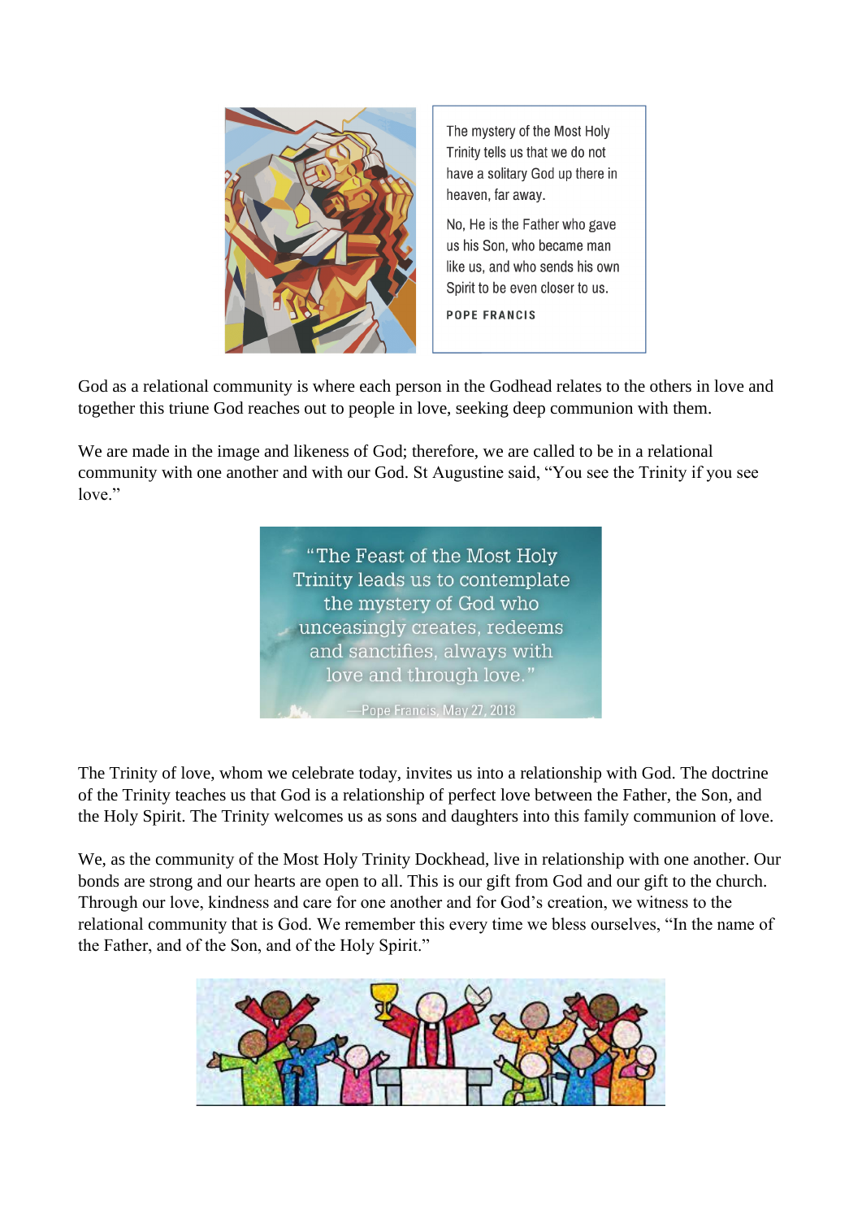The mystery of the Most Holy Trinity tells us that we do not have a solitary God up there in heaven, far away.

No, He is the Father who gave us his Son, who became man like us, and who sends his own Spirit to be even closer to us.

POPE FRANCIS

God as a relational community is where each person in the Godhead relates to the others in love and together this triune God reaches out to people in love, seeking deep communion with them.

We are made in the image and likeness of God; therefore, we are called to be in a relational community with one another and with our God. St Augustine said, "You see the Trinity if you see love."

"The Feast of the Most Holy Trinity leads us to contemplate the mystery of God who unceasingly creates, redeems and sanctifies, always with love and through love."

—Pope Francis, May 27, 2018

The Trinity of love, whom we celebrate today, invites us into a relationship with God. The doctrine of the Trinity teaches us that God is a relationship of perfect love between the Father, the Son, and the Holy Spirit. The Trinity welcomes us as sons and daughters into this family communion of love.

We, as the community of the Most Holy Trinity Dockhead, live in relationship with one another. Our bonds are strong and our hearts are open to all. This is our gift from God and our gift to the church. Through our love, kindness and care for one another and for God's creation, we witness to the relational community that is God. We remember this every time we bless ourselves, "In the name of the Father, and of the Son, and of the Holy Spirit."